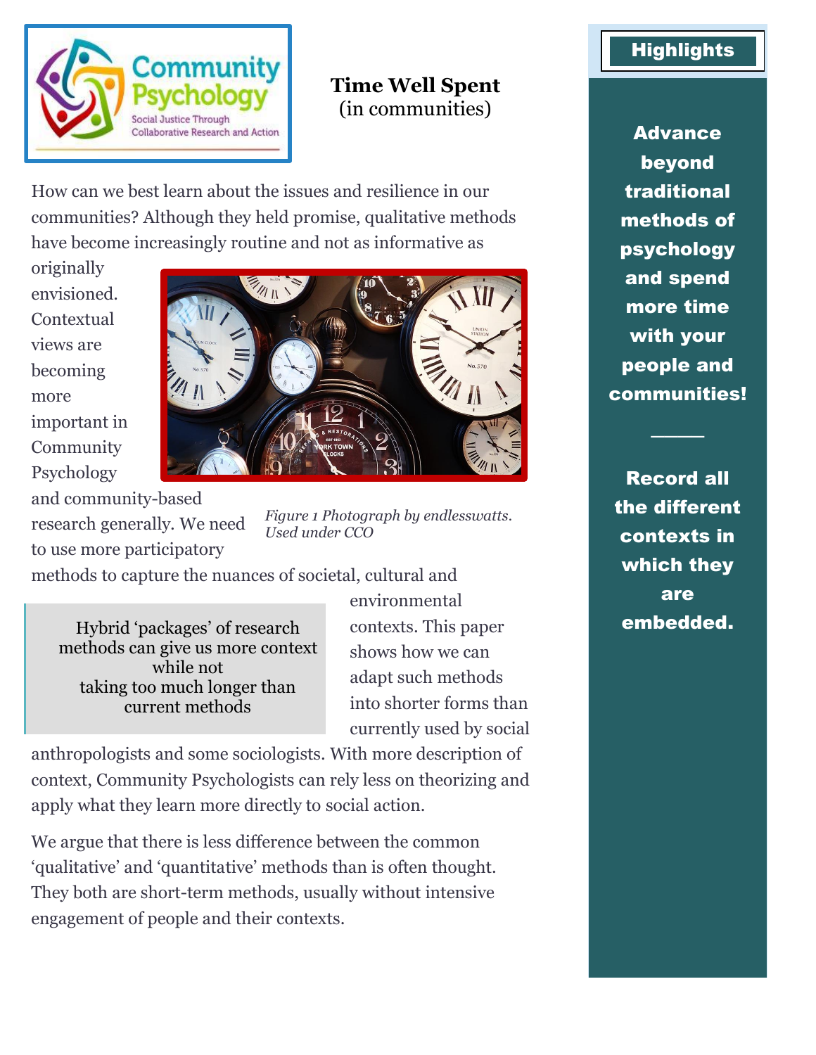# Time Well Spent
## (in communities)

How can we best learn about the issues and resilience in our communities? Although they held promise, qualitative methods have become increasingly routine and not as informative as originally envisioned. Contextual views are becoming more important in Community Psychology and community-based research generally. We need to use more participatory methods to capture the nuances of societal, cultural and environmental contexts. This paper shows how we can adapt such methods into shorter forms than currently used by social anthropologists and some sociologists. With more description of context, Community Psychologists can rely less on theorizing and apply what they learn more directly to social action.

*Figure 1 Photograph by endlesswatts. Used under CCO*

> Hybrid 'packages' of research methods can give us more context while not taking too much longer than current methods

We argue that there is less difference between the common 'qualitative' and 'quantitative' methods than is often thought. They both are short-term methods, usually without intensive engagement of people and their contexts.

## Highlights

**Advance beyond traditional methods of psychology and spend more time with your people and communities!**

---

**Record all the different contexts in which they are embedded.**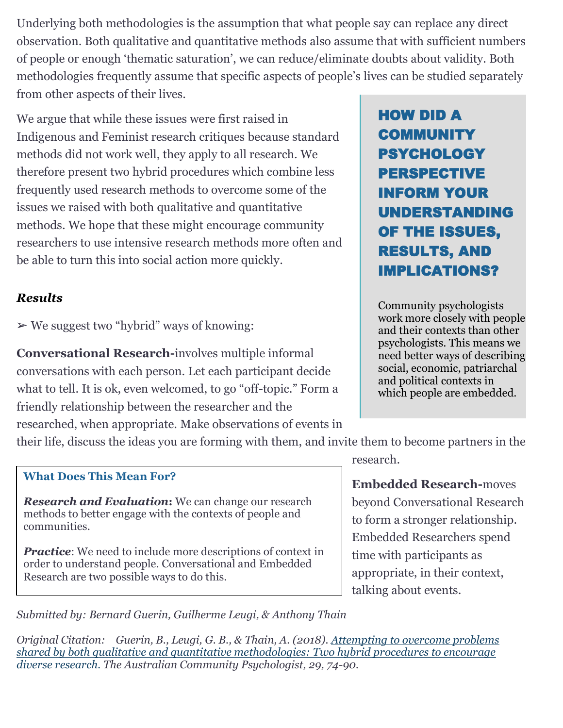Underlying both methodologies is the assumption that what people say can replace any direct observation. Both qualitative and quantitative methods also assume that with sufficient numbers of people or enough 'thematic saturation', we can reduce/eliminate doubts about validity. Both methodologies frequently assume that specific aspects of people's lives can be studied separately from other aspects of their lives.

We argue that while these issues were first raised in Indigenous and Feminist research critiques because standard methods did not work well, they apply to all research. We therefore present two hybrid procedures which combine less frequently used research methods to overcome some of the issues we raised with both qualitative and quantitative methods. We hope that these might encourage community researchers to use intensive research methods more often and be able to turn this into social action more quickly.

## HOW DID A COMMUNITY PSYCHOLOGY PERSPECTIVE INFORM YOUR UNDERSTANDING OF THE ISSUES, RESULTS, AND IMPLICATIONS?

Community psychologists work more closely with people and their contexts than other psychologists. This means we need better ways of describing social, economic, patriarchal and political contexts in which people are embedded.

### *Results*

➢ We suggest two "hybrid" ways of knowing:

**Conversational Research-**involves multiple informal conversations with each person. Let each participant decide what to tell. It is ok, even welcomed, to go "off-topic." Form a friendly relationship between the researcher and the researched, when appropriate. Make observations of events in their life, discuss the ideas you are forming with them, and invite them to become partners in the research.

**Embedded Research-**moves beyond Conversational Research to form a stronger relationship. Embedded Researchers spend time with participants as appropriate, in their context, talking about events.

### What Does This Mean For?

***Research and Evaluation*****:** We can change our research methods to better engage with the contexts of people and communities.

***Practice***: We need to include more descriptions of context in order to understand people. Conversational and Embedded Research are two possible ways to do this.

*Submitted by: Bernard Guerin, Guilherme Leugi, & Anthony Thain*

*Original Citation: Guerin, B., Leugi, G. B., & Thain, A. (2018). Attempting to overcome problems shared by both qualitative and quantitative methodologies: Two hybrid procedures to encourage diverse research. The Australian Community Psychologist, 29, 74-90.*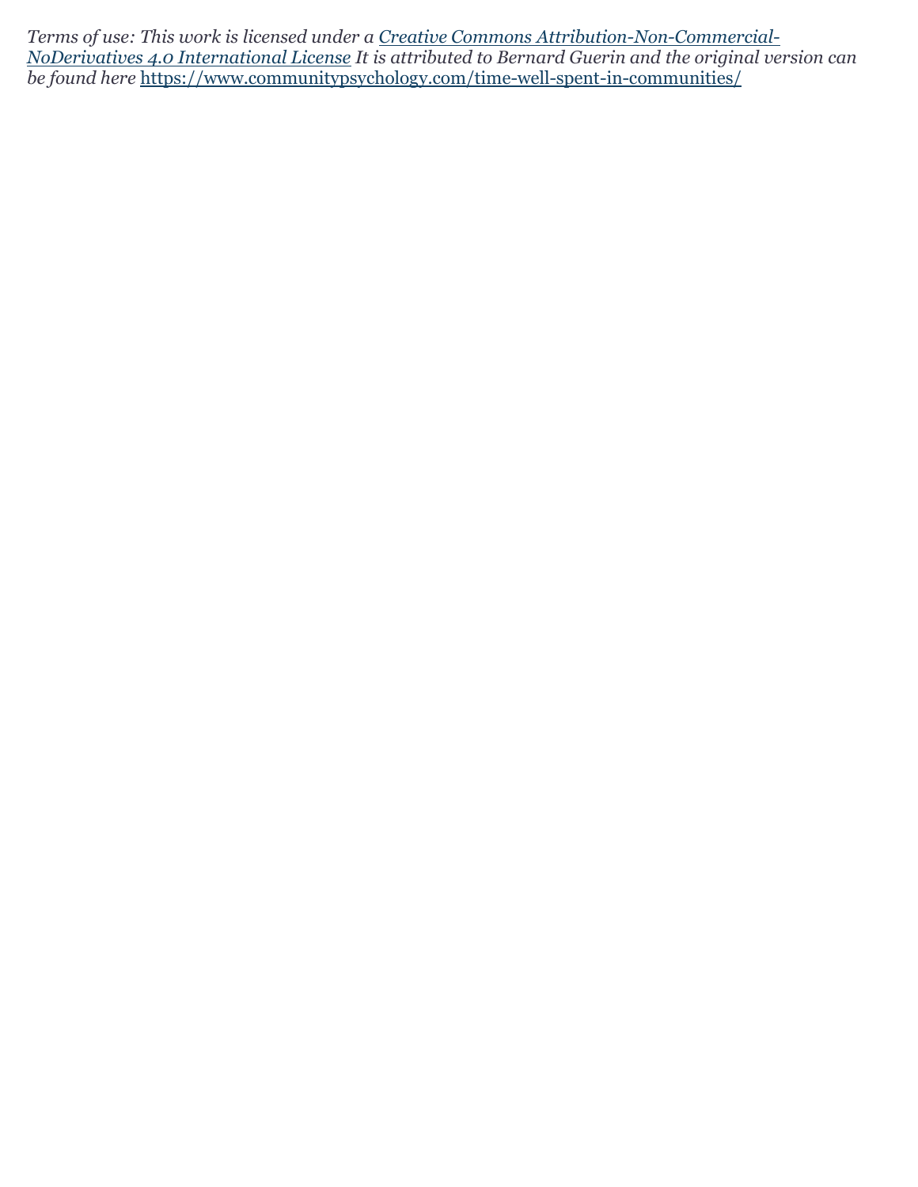*Terms of use: This work is licensed under a [Creative Commons Attribution-Non-Commercial-NoDerivatives 4.0 International License](https://creativecommons.org/licenses/by-nc-nd/4.0/) It is attributed to Bernard Guerin and the original version can be found here* https://www.communitypsychology.com/time-well-spent-in-communities/